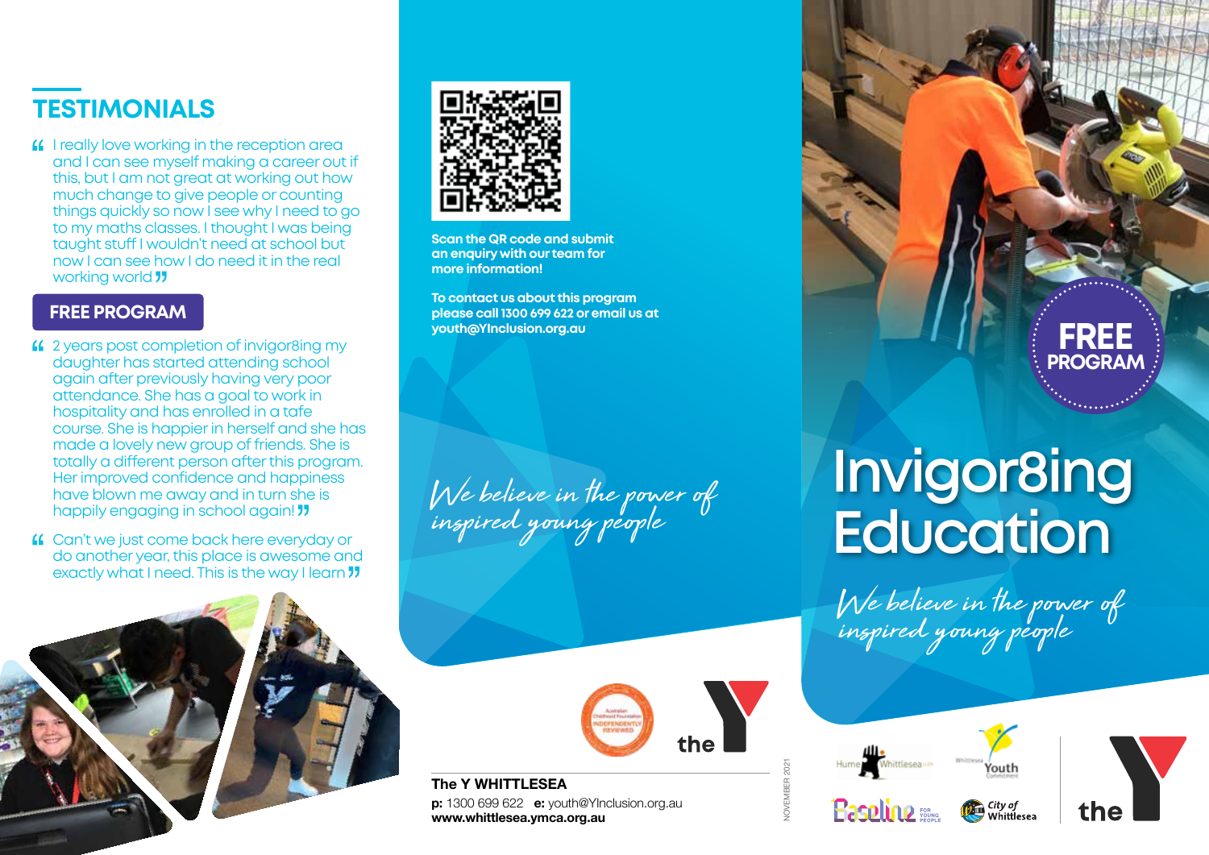## TESTIMONIALS

"I really love working in the reception area and I can see myself making a career out if this, but I am not great at working out how much change to give people or counting things quickly so now I see why I need to go to my maths classes. I thought I was being taught stuff I wouldn't need at school but now I can see how I do need it in the real working world"

**FREE PROGRAM**

"2 years post completion of invigor8ing my daughter has started attending school again after previously having very poor attendance. She has a goal to work in hospitality and has enrolled in a tafe course. She is happier in herself and she has made a lovely new group of friends. She is totally a different person after this program. Her improved confidence and happiness have blown me away and in turn she is happily engaging in school again!"

"Can't we just come back here everyday or do another year, this place is awesome and exactly what I need. This is the way I learn"

**Scan the QR code and submit an enquiry with our team for more information!**

**To contact us about this program please call 1300 699 622 or email us at youth@YInclusion.org.au**

*We believe in the power of inspired young people*

**The Y WHITTLESEA**

**p:** 1300 699 622 **e:** youth@YInclusion.org.au

**www.whittlesea.ymca.org.au**

NOVEMBER 2021

**FREE PROGRAM**

# Invigor8ing Education

*We believe in the power of inspired young people*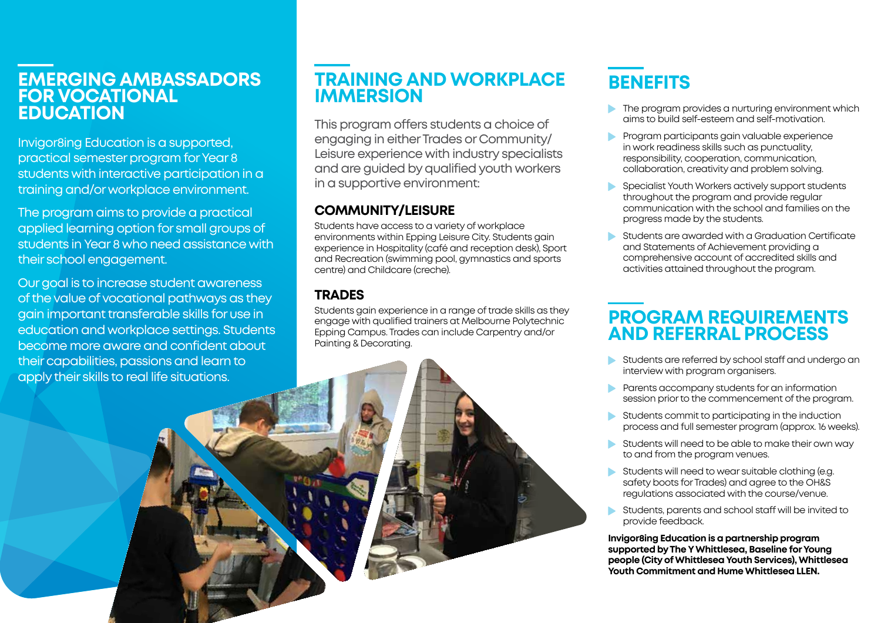## EMERGING AMBASSADORS FOR VOCATIONAL EDUCATION

Invigor8ing Education is a supported, practical semester program for Year 8 students with interactive participation in a training and/or workplace environment.

The program aims to provide a practical applied learning option for small groups of students in Year 8 who need assistance with their school engagement.

Our goal is to increase student awareness of the value of vocational pathways as they gain important transferable skills for use in education and workplace settings. Students become more aware and confident about their capabilities, passions and learn to apply their skills to real life situations.

## TRAINING AND WORKPLACE IMMERSION

This program offers students a choice of engaging in either Trades or Community/Leisure experience with industry specialists and are guided by qualified youth workers in a supportive environment:

### COMMUNITY/LEISURE

Students have access to a variety of workplace environments within Epping Leisure City. Students gain experience in Hospitality (café and reception desk), Sport and Recreation (swimming pool, gymnastics and sports centre) and Childcare (creche).

### TRADES

Students gain experience in a range of trade skills as they engage with qualified trainers at Melbourne Polytechnic Epping Campus. Trades can include Carpentry and/or Painting & Decorating.

## BENEFITS

- The program provides a nurturing environment which aims to build self-esteem and self-motivation.
- Program participants gain valuable experience in work readiness skills such as punctuality, responsibility, cooperation, communication, collaboration, creativity and problem solving.
- Specialist Youth Workers actively support students throughout the program and provide regular communication with the school and families on the progress made by the students.
- Students are awarded with a Graduation Certificate and Statements of Achievement providing a comprehensive account of accredited skills and activities attained throughout the program.

## PROGRAM REQUIREMENTS AND REFERRAL PROCESS

- Students are referred by school staff and undergo an interview with program organisers.
- Parents accompany students for an information session prior to the commencement of the program.
- Students commit to participating in the induction process and full semester program (approx. 16 weeks).
- Students will need to be able to make their own way to and from the program venues.
- Students will need to wear suitable clothing (e.g. safety boots for Trades) and agree to the OH&S regulations associated with the course/venue.
- Students, parents and school staff will be invited to provide feedback.

**Invigor8ing Education is a partnership program supported by The Y Whittlesea, Baseline for Young people (City of Whittlesea Youth Services), Whittlesea Youth Commitment and Hume Whittlesea LLEN.**